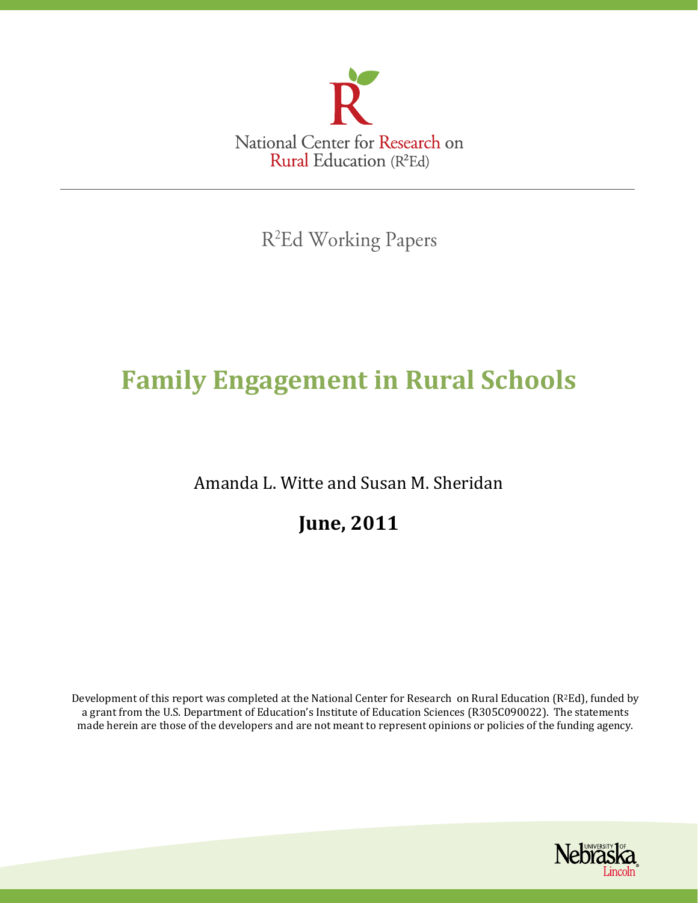National Center for Research on Rural Education (R²Ed)

R²Ed Working Papers

# Family Engagement in Rural Schools

Amanda L. Witte and Susan M. Sheridan

**June, 2011**

Development of this report was completed at the National Center for Research on Rural Education (R²Ed), funded by a grant from the U.S. Department of Education's Institute of Education Sciences (R305C090022). The statements made herein are those of the developers and are not meant to represent opinions or policies of the funding agency.

University of Nebraska Lincoln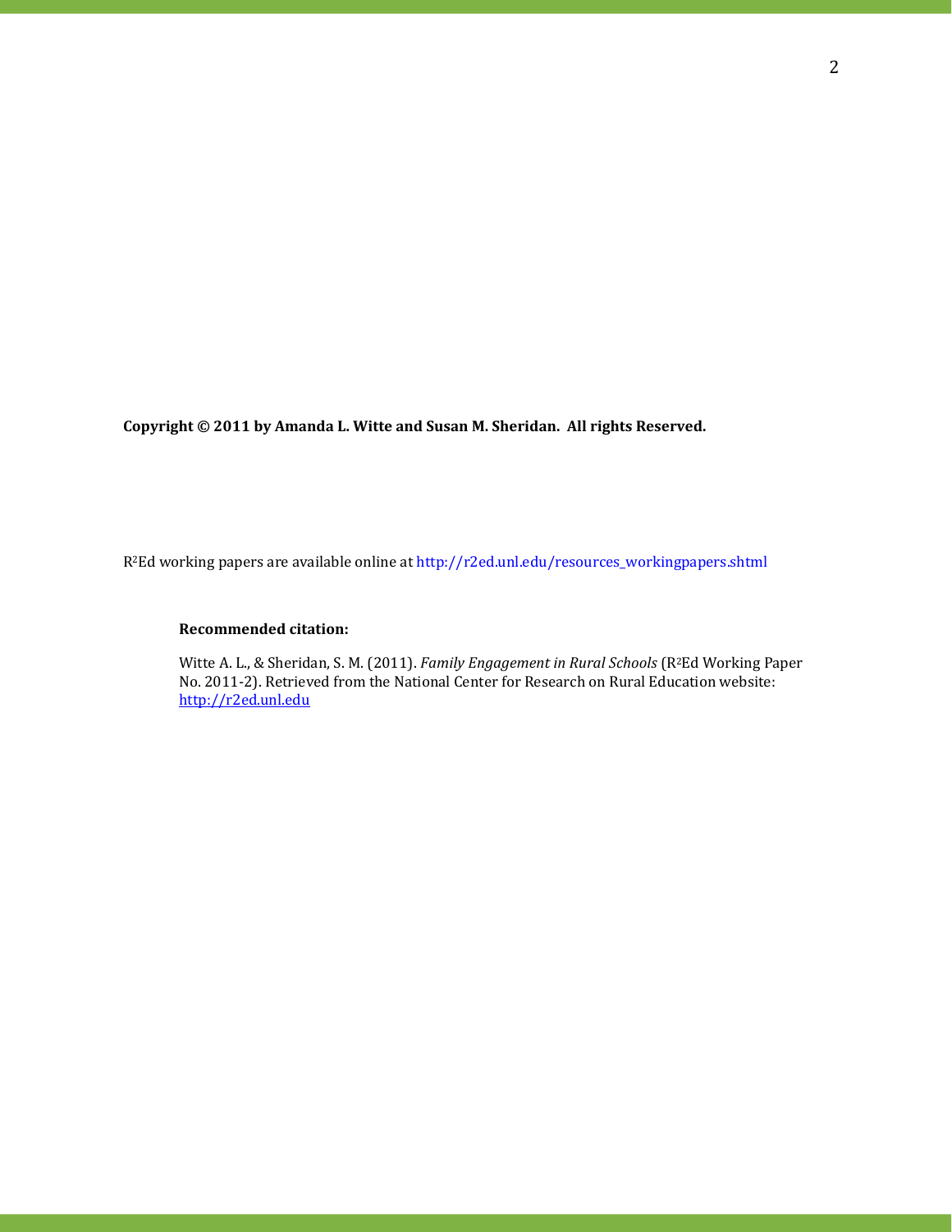**Copyright © 2011 by Amanda L. Witte and Susan M. Sheridan. All rights Reserved.**

R[2]Ed working papers are available online at http://r2ed.unl.edu/resources_workingpapers.shtml

**Recommended citation:**

Witte A. L., & Sheridan, S. M. (2011). *Family Engagement in Rural Schools* (R[2]Ed Working Paper No. 2011-2). Retrieved from the National Center for Research on Rural Education website: http://r2ed.unl.edu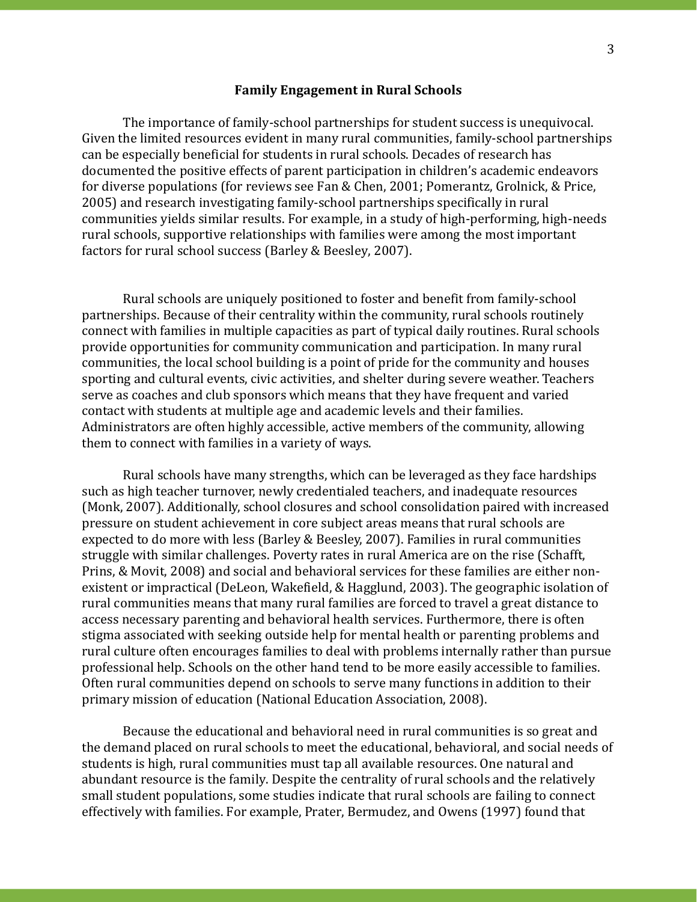## Family Engagement in Rural Schools

The importance of family-school partnerships for student success is unequivocal. Given the limited resources evident in many rural communities, family-school partnerships can be especially beneficial for students in rural schools. Decades of research has documented the positive effects of parent participation in children's academic endeavors for diverse populations (for reviews see Fan & Chen, 2001; Pomerantz, Grolnick, & Price, 2005) and research investigating family-school partnerships specifically in rural communities yields similar results. For example, in a study of high-performing, high-needs rural schools, supportive relationships with families were among the most important factors for rural school success (Barley & Beesley, 2007).

Rural schools are uniquely positioned to foster and benefit from family-school partnerships. Because of their centrality within the community, rural schools routinely connect with families in multiple capacities as part of typical daily routines. Rural schools provide opportunities for community communication and participation. In many rural communities, the local school building is a point of pride for the community and houses sporting and cultural events, civic activities, and shelter during severe weather. Teachers serve as coaches and club sponsors which means that they have frequent and varied contact with students at multiple age and academic levels and their families. Administrators are often highly accessible, active members of the community, allowing them to connect with families in a variety of ways.

Rural schools have many strengths, which can be leveraged as they face hardships such as high teacher turnover, newly credentialed teachers, and inadequate resources (Monk, 2007). Additionally, school closures and school consolidation paired with increased pressure on student achievement in core subject areas means that rural schools are expected to do more with less (Barley & Beesley, 2007). Families in rural communities struggle with similar challenges. Poverty rates in rural America are on the rise (Schafft, Prins, & Movit, 2008) and social and behavioral services for these families are either non-existent or impractical (DeLeon, Wakefield, & Hagglund, 2003). The geographic isolation of rural communities means that many rural families are forced to travel a great distance to access necessary parenting and behavioral health services. Furthermore, there is often stigma associated with seeking outside help for mental health or parenting problems and rural culture often encourages families to deal with problems internally rather than pursue professional help. Schools on the other hand tend to be more easily accessible to families. Often rural communities depend on schools to serve many functions in addition to their primary mission of education (National Education Association, 2008).

Because the educational and behavioral need in rural communities is so great and the demand placed on rural schools to meet the educational, behavioral, and social needs of students is high, rural communities must tap all available resources. One natural and abundant resource is the family. Despite the centrality of rural schools and the relatively small student populations, some studies indicate that rural schools are failing to connect effectively with families. For example, Prater, Bermudez, and Owens (1997) found that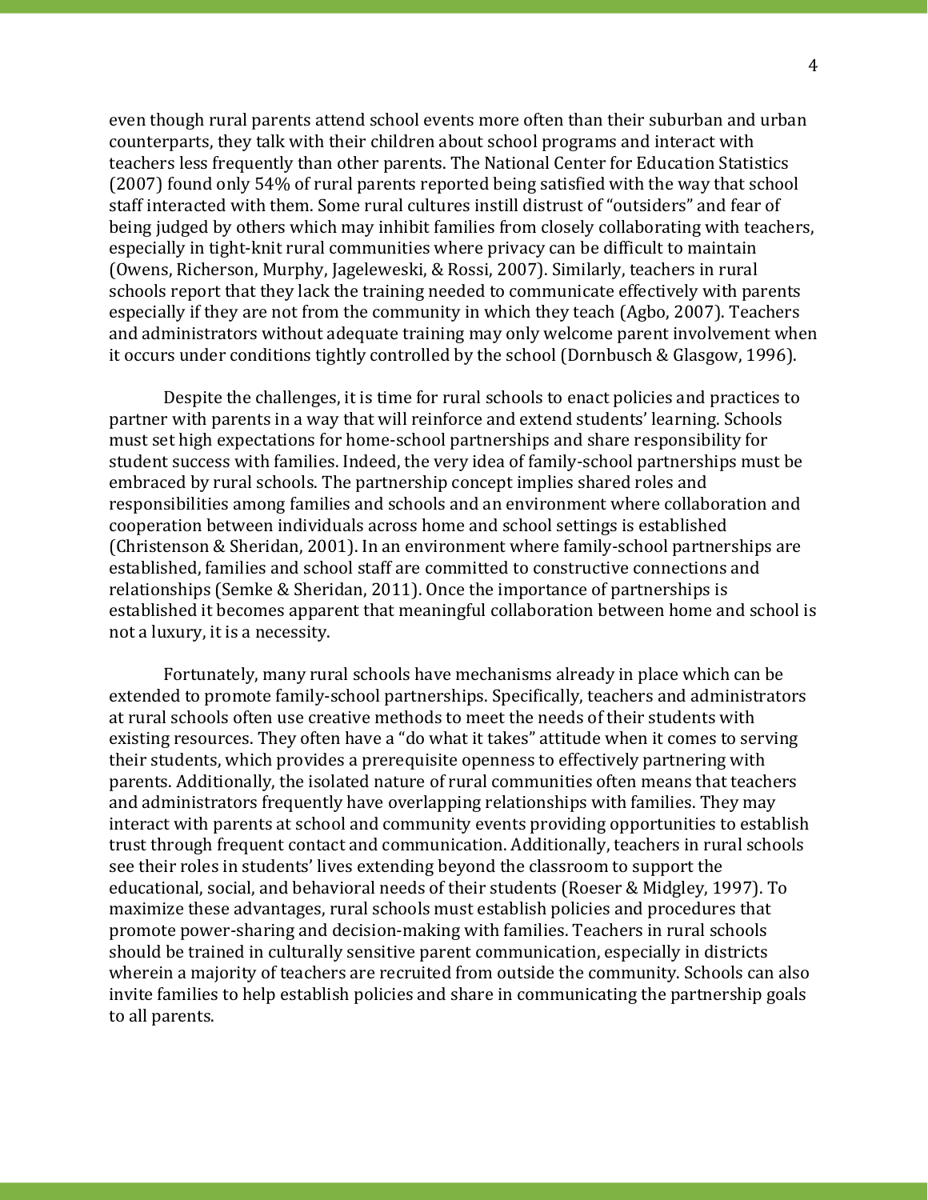even though rural parents attend school events more often than their suburban and urban counterparts, they talk with their children about school programs and interact with teachers less frequently than other parents. The National Center for Education Statistics (2007) found only 54% of rural parents reported being satisfied with the way that school staff interacted with them. Some rural cultures instill distrust of "outsiders" and fear of being judged by others which may inhibit families from closely collaborating with teachers, especially in tight-knit rural communities where privacy can be difficult to maintain (Owens, Richerson, Murphy, Jageleweski, & Rossi, 2007). Similarly, teachers in rural schools report that they lack the training needed to communicate effectively with parents especially if they are not from the community in which they teach (Agbo, 2007). Teachers and administrators without adequate training may only welcome parent involvement when it occurs under conditions tightly controlled by the school (Dornbusch & Glasgow, 1996).

Despite the challenges, it is time for rural schools to enact policies and practices to partner with parents in a way that will reinforce and extend students' learning. Schools must set high expectations for home-school partnerships and share responsibility for student success with families. Indeed, the very idea of family-school partnerships must be embraced by rural schools. The partnership concept implies shared roles and responsibilities among families and schools and an environment where collaboration and cooperation between individuals across home and school settings is established (Christenson & Sheridan, 2001). In an environment where family-school partnerships are established, families and school staff are committed to constructive connections and relationships (Semke & Sheridan, 2011). Once the importance of partnerships is established it becomes apparent that meaningful collaboration between home and school is not a luxury, it is a necessity.

Fortunately, many rural schools have mechanisms already in place which can be extended to promote family-school partnerships. Specifically, teachers and administrators at rural schools often use creative methods to meet the needs of their students with existing resources. They often have a "do what it takes" attitude when it comes to serving their students, which provides a prerequisite openness to effectively partnering with parents. Additionally, the isolated nature of rural communities often means that teachers and administrators frequently have overlapping relationships with families. They may interact with parents at school and community events providing opportunities to establish trust through frequent contact and communication. Additionally, teachers in rural schools see their roles in students' lives extending beyond the classroom to support the educational, social, and behavioral needs of their students (Roeser & Midgley, 1997). To maximize these advantages, rural schools must establish policies and procedures that promote power-sharing and decision-making with families. Teachers in rural schools should be trained in culturally sensitive parent communication, especially in districts wherein a majority of teachers are recruited from outside the community. Schools can also invite families to help establish policies and share in communicating the partnership goals to all parents.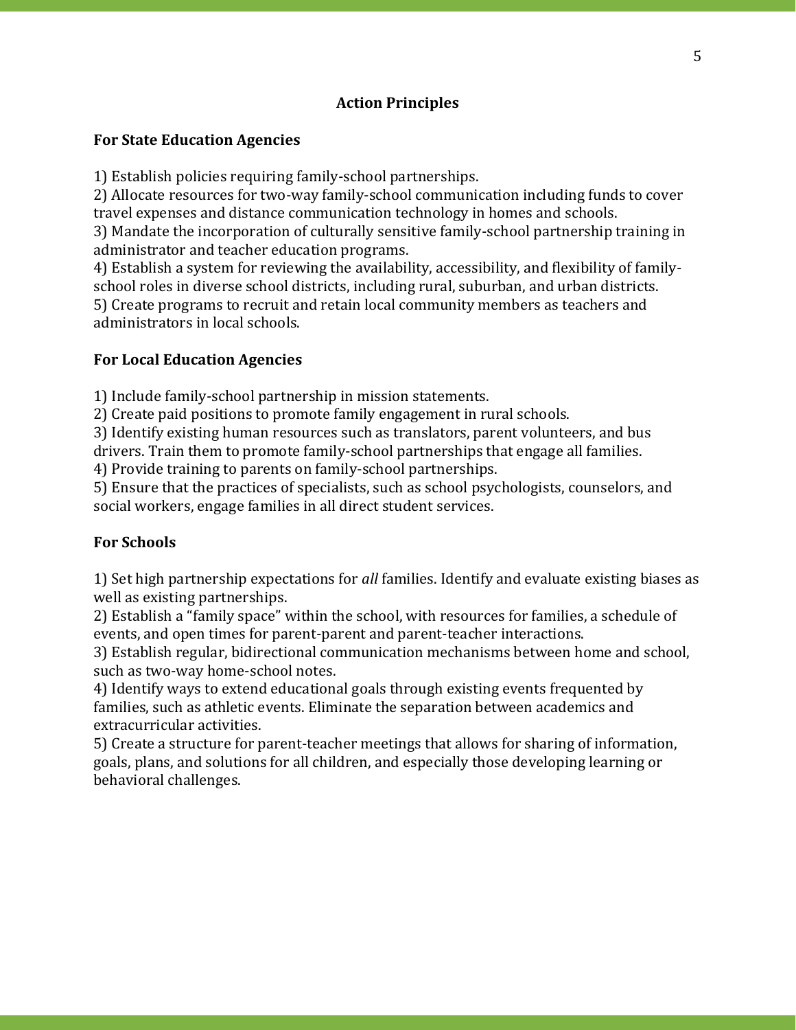## Action Principles

### For State Education Agencies

1) Establish policies requiring family-school partnerships.
2) Allocate resources for two-way family-school communication including funds to cover travel expenses and distance communication technology in homes and schools.
3) Mandate the incorporation of culturally sensitive family-school partnership training in administrator and teacher education programs.
4) Establish a system for reviewing the availability, accessibility, and flexibility of family-school roles in diverse school districts, including rural, suburban, and urban districts.
5) Create programs to recruit and retain local community members as teachers and administrators in local schools.

### For Local Education Agencies

1) Include family-school partnership in mission statements.
2) Create paid positions to promote family engagement in rural schools.
3) Identify existing human resources such as translators, parent volunteers, and bus drivers. Train them to promote family-school partnerships that engage all families.
4) Provide training to parents on family-school partnerships.
5) Ensure that the practices of specialists, such as school psychologists, counselors, and social workers, engage families in all direct student services.

### For Schools

1) Set high partnership expectations for *all* families. Identify and evaluate existing biases as well as existing partnerships.
2) Establish a "family space" within the school, with resources for families, a schedule of events, and open times for parent-parent and parent-teacher interactions.
3) Establish regular, bidirectional communication mechanisms between home and school, such as two-way home-school notes.
4) Identify ways to extend educational goals through existing events frequented by families, such as athletic events. Eliminate the separation between academics and extracurricular activities.
5) Create a structure for parent-teacher meetings that allows for sharing of information, goals, plans, and solutions for all children, and especially those developing learning or behavioral challenges.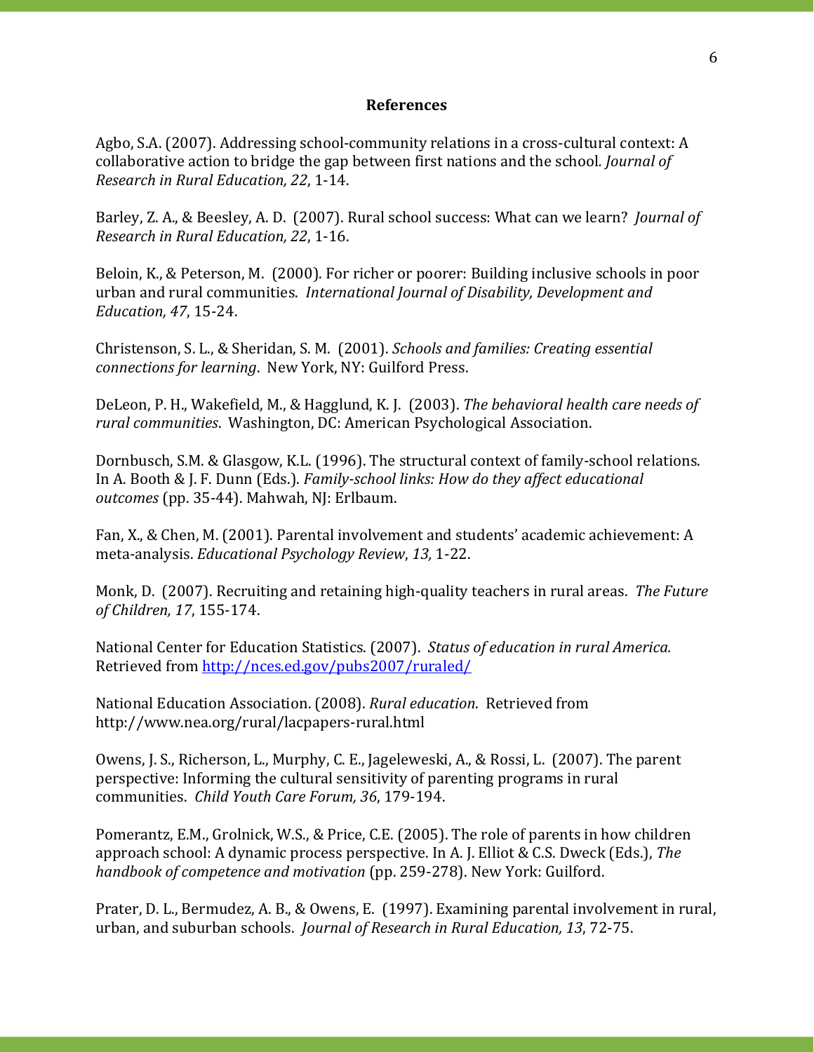## References

Agbo, S.A. (2007). Addressing school-community relations in a cross-cultural context: A collaborative action to bridge the gap between first nations and the school. *Journal of Research in Rural Education, 22*, 1-14.

Barley, Z. A., & Beesley, A. D. (2007). Rural school success: What can we learn? *Journal of Research in Rural Education, 22*, 1-16.

Beloin, K., & Peterson, M. (2000). For richer or poorer: Building inclusive schools in poor urban and rural communities. *International Journal of Disability, Development and Education, 47*, 15-24.

Christenson, S. L., & Sheridan, S. M. (2001). *Schools and families: Creating essential connections for learning*. New York, NY: Guilford Press.

DeLeon, P. H., Wakefield, M., & Hagglund, K. J. (2003). *The behavioral health care needs of rural communities*. Washington, DC: American Psychological Association.

Dornbusch, S.M. & Glasgow, K.L. (1996). The structural context of family-school relations. In A. Booth & J. F. Dunn (Eds.). *Family-school links: How do they affect educational outcomes* (pp. 35-44). Mahwah, NJ: Erlbaum.

Fan, X., & Chen, M. (2001). Parental involvement and students' academic achievement: A meta-analysis. *Educational Psychology Review*, *13,* 1-22.

Monk, D. (2007). Recruiting and retaining high-quality teachers in rural areas. *The Future of Children, 17*, 155-174.

National Center for Education Statistics. (2007). *Status of education in rural America.* Retrieved from http://nces.ed.gov/pubs2007/ruraled/

National Education Association. (2008). *Rural education*. Retrieved from http://www.nea.org/rural/lacpapers-rural.html

Owens, J. S., Richerson, L., Murphy, C. E., Jageleweski, A., & Rossi, L. (2007). The parent perspective: Informing the cultural sensitivity of parenting programs in rural communities. *Child Youth Care Forum, 36*, 179-194.

Pomerantz, E.M., Grolnick, W.S., & Price, C.E. (2005). The role of parents in how children approach school: A dynamic process perspective. In A. J. Elliot & C.S. Dweck (Eds.), *The handbook of competence and motivation* (pp. 259-278). New York: Guilford.

Prater, D. L., Bermudez, A. B., & Owens, E. (1997). Examining parental involvement in rural, urban, and suburban schools. *Journal of Research in Rural Education, 13*, 72-75.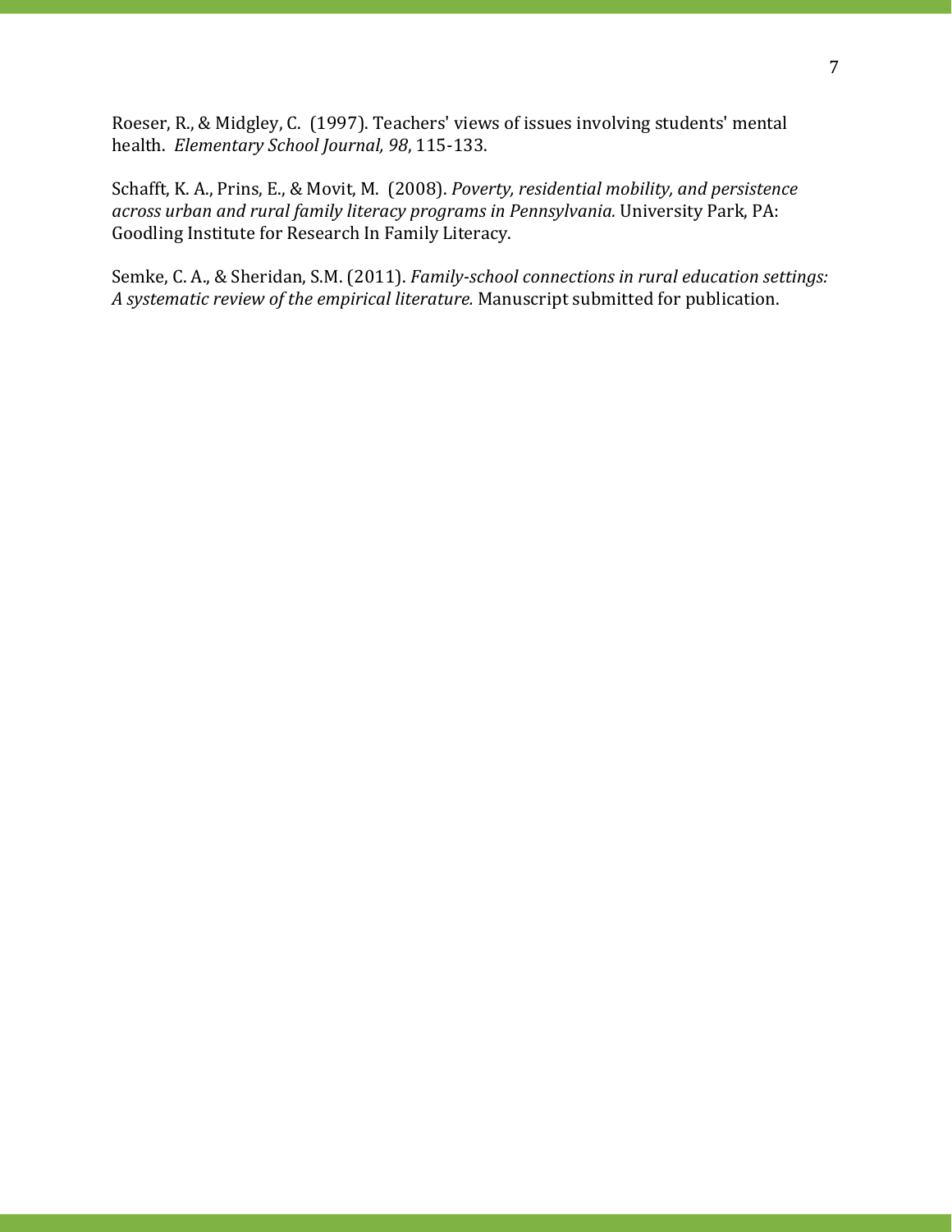Roeser, R., & Midgley, C. (1997). Teachers' views of issues involving students' mental health. *Elementary School Journal, 98*, 115-133.

Schafft, K. A., Prins, E., & Movit, M. (2008). *Poverty, residential mobility, and persistence across urban and rural family literacy programs in Pennsylvania.* University Park, PA: Goodling Institute for Research In Family Literacy.

Semke, C. A., & Sheridan, S.M. (2011). *Family-school connections in rural education settings: A systematic review of the empirical literature.* Manuscript submitted for publication.